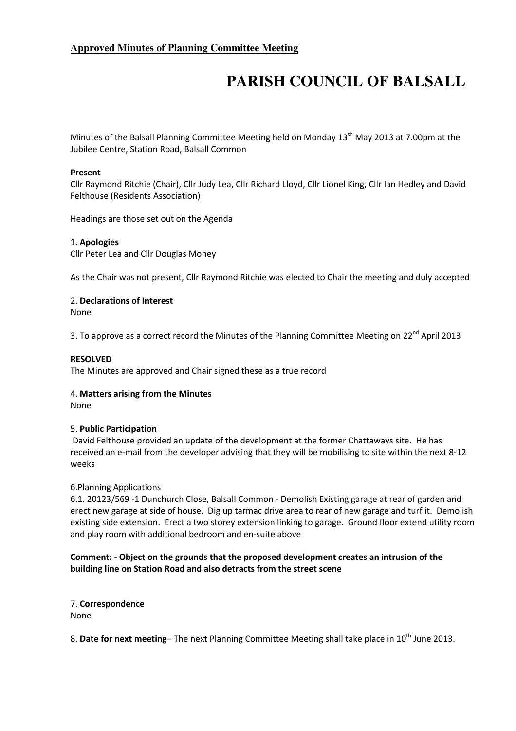**Approved Minutes of Planning Committee Meeting**

# PARISH COUNCIL OF BALSALL

Minutes of the Balsall Planning Committee Meeting held on Monday 13th May 2013 at 7.00pm at the Jubilee Centre, Station Road, Balsall Common

**Present**

Cllr Raymond Ritchie (Chair), Cllr Judy Lea, Cllr Richard Lloyd, Cllr Lionel King, Cllr Ian Hedley and David Felthouse (Residents Association)

Headings are those set out on the Agenda

1. **Apologies**

Cllr Peter Lea and Cllr Douglas Money

As the Chair was not present, Cllr Raymond Ritchie was elected to Chair the meeting and duly accepted

2. **Declarations of Interest**

None

3. To approve as a correct record the Minutes of the Planning Committee Meeting on 22nd April 2013

**RESOLVED**

The Minutes are approved and Chair signed these as a true record

4. **Matters arising from the Minutes**

None

5. **Public Participation**

David Felthouse provided an update of the development at the former Chattaways site. He has received an e-mail from the developer advising that they will be mobilising to site within the next 8-12 weeks

6.Planning Applications

6.1. 20123/569 -1 Dunchurch Close, Balsall Common - Demolish Existing garage at rear of garden and erect new garage at side of house. Dig up tarmac drive area to rear of new garage and turf it. Demolish existing side extension. Erect a two storey extension linking to garage. Ground floor extend utility room and play room with additional bedroom and en-suite above

**Comment: - Object on the grounds that the proposed development creates an intrusion of the building line on Station Road and also detracts from the street scene**

7. **Correspondence**

None

8. **Date for next meeting**– The next Planning Committee Meeting shall take place in 10th June 2013.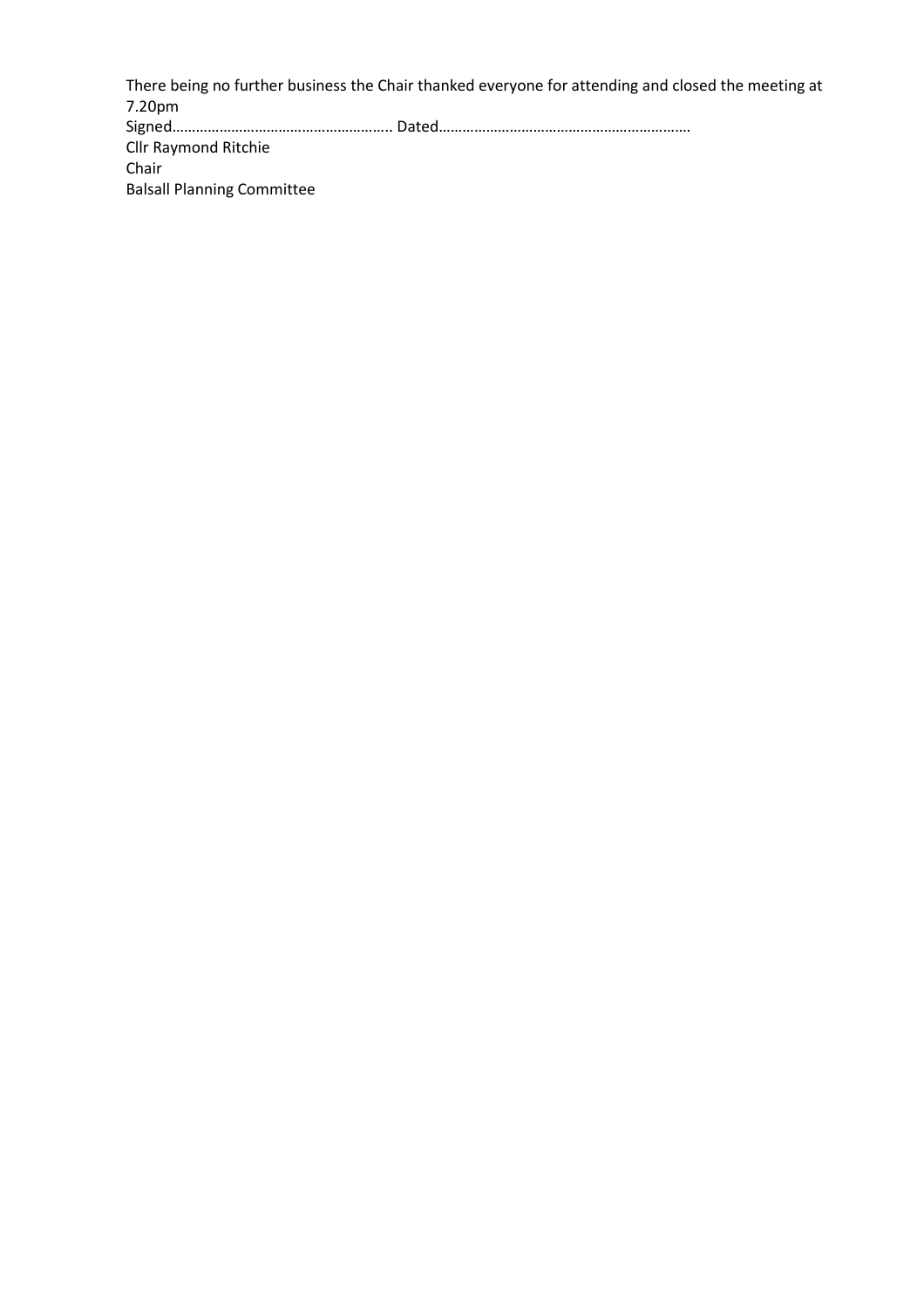There being no further business the Chair thanked everyone for attending and closed the meeting at 7.20pm

Signed……………………………………………….. Dated……………………………………………………….

Cllr Raymond Ritchie

Chair

Balsall Planning Committee